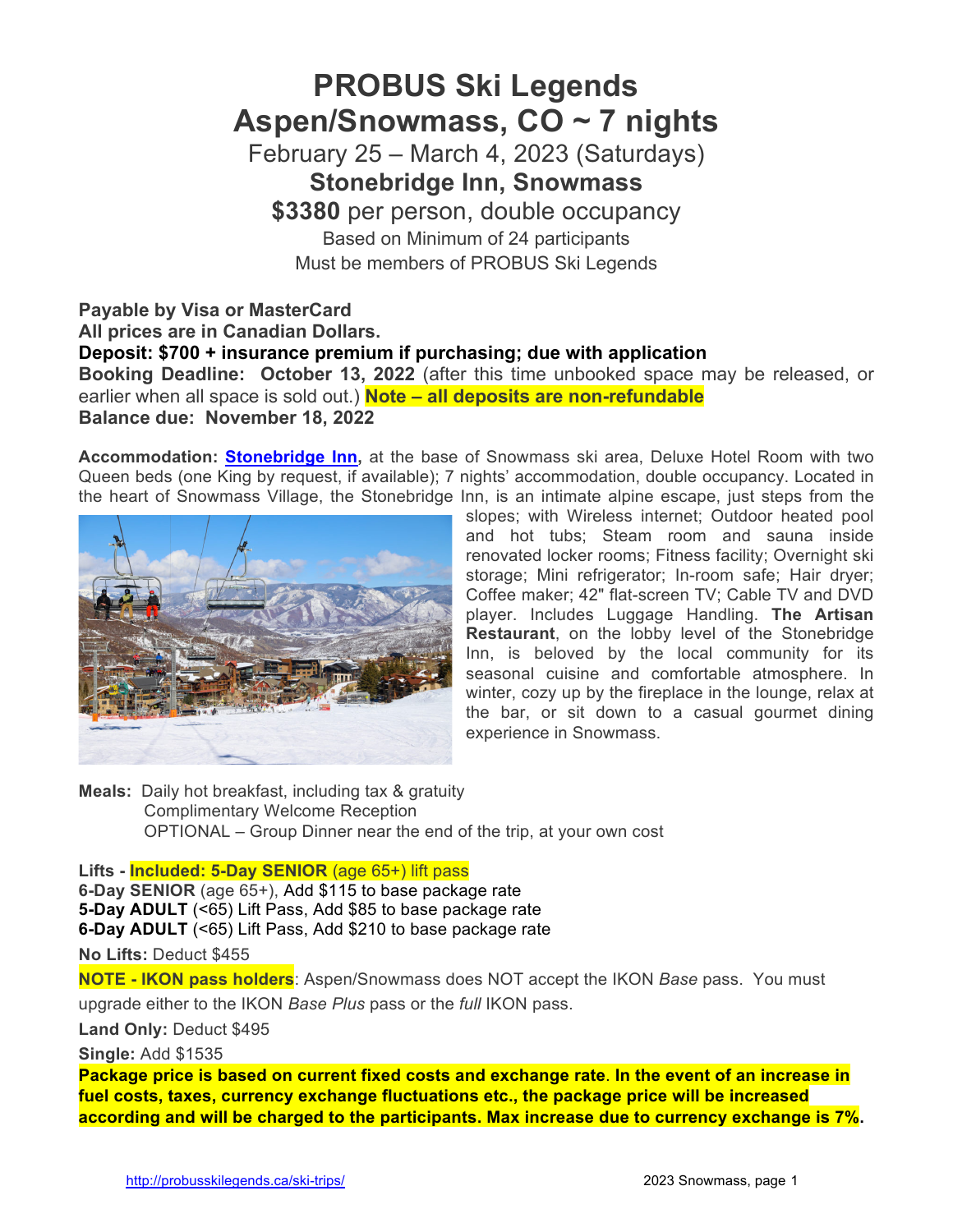# PROBUS Ski Legends
# Aspen/Snowmass, CO ~ 7 nights

February 25 – March 4, 2023 (Saturdays)

**Stonebridge Inn, Snowmass**

**$3380** per person, double occupancy

Based on Minimum of 24 participants

Must be members of PROBUS Ski Legends

**Payable by Visa or MasterCard**
**All prices are in Canadian Dollars.**
**Deposit: $700 + insurance premium if purchasing; due with application**
**Booking Deadline: October 13, 2022** (after this time unbooked space may be released, or earlier when all space is sold out.) **Note – all deposits are non-refundable**
**Balance due: November 18, 2022**

**Accommodation: Stonebridge Inn,** at the base of Snowmass ski area, Deluxe Hotel Room with two Queen beds (one King by request, if available); 7 nights' accommodation, double occupancy. Located in the heart of Snowmass Village, the Stonebridge Inn, is an intimate alpine escape, just steps from the slopes; with Wireless internet; Outdoor heated pool and hot tubs; Steam room and sauna inside renovated locker rooms; Fitness facility; Overnight ski storage; Mini refrigerator; In-room safe; Hair dryer; Coffee maker; 42" flat-screen TV; Cable TV and DVD player. Includes Luggage Handling. **The Artisan Restaurant**, on the lobby level of the Stonebridge Inn, is beloved by the local community for its seasonal cuisine and comfortable atmosphere. In winter, cozy up by the fireplace in the lounge, relax at the bar, or sit down to a casual gourmet dining experience in Snowmass.

**Meals:** Daily hot breakfast, including tax & gratuity
Complimentary Welcome Reception
OPTIONAL – Group Dinner near the end of the trip, at your own cost

**Lifts - Included: 5-Day SENIOR** (age 65+) lift pass
**6-Day SENIOR** (age 65+), Add $115 to base package rate
**5-Day ADULT** (<65) Lift Pass, Add $85 to base package rate
**6-Day ADULT** (<65) Lift Pass, Add $210 to base package rate

**No Lifts:** Deduct $455

**NOTE - IKON pass holders**: Aspen/Snowmass does NOT accept the IKON *Base* pass. You must upgrade either to the IKON *Base Plus* pass or the *full* IKON pass.

**Land Only:** Deduct $495

**Single:** Add $1535

**Package price is based on current fixed costs and exchange rate. In the event of an increase in fuel costs, taxes, currency exchange fluctuations etc., the package price will be increased according and will be charged to the participants. Max increase due to currency exchange is 7%.**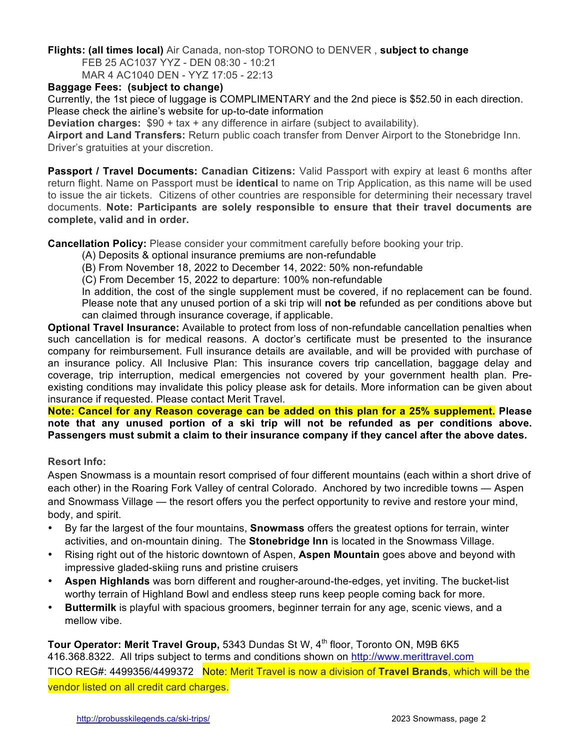**Flights: (all times local)** Air Canada, non-stop TORONO to DENVER , **subject to change**

FEB 25 AC1037 YYZ - DEN 08:30 - 10:21
MAR 4 AC1040 DEN - YYZ 17:05 - 22:13

**Baggage Fees: (subject to change)**
Currently, the 1st piece of luggage is COMPLIMENTARY and the 2nd piece is $52.50 in each direction. Please check the airline's website for up-to-date information

**Deviation charges:** $90 + tax + any difference in airfare (subject to availability).

**Airport and Land Transfers:** Return public coach transfer from Denver Airport to the Stonebridge Inn. Driver's gratuities at your discretion.

**Passport / Travel Documents: Canadian Citizens:** Valid Passport with expiry at least 6 months after return flight. Name on Passport must be **identical** to name on Trip Application, as this name will be used to issue the air tickets. Citizens of other countries are responsible for determining their necessary travel documents. **Note: Participants are solely responsible to ensure that their travel documents are complete, valid and in order.**

**Cancellation Policy:** Please consider your commitment carefully before booking your trip.

(A) Deposits & optional insurance premiums are non-refundable
(B) From November 18, 2022 to December 14, 2022: 50% non-refundable
(C) From December 15, 2022 to departure: 100% non-refundable

In addition, the cost of the single supplement must be covered, if no replacement can be found. Please note that any unused portion of a ski trip will **not be** refunded as per conditions above but can claimed through insurance coverage, if applicable.

**Optional Travel Insurance:** Available to protect from loss of non-refundable cancellation penalties when such cancellation is for medical reasons. A doctor's certificate must be presented to the insurance company for reimbursement. Full insurance details are available, and will be provided with purchase of an insurance policy. All Inclusive Plan: This insurance covers trip cancellation, baggage delay and coverage, trip interruption, medical emergencies not covered by your government health plan. Pre-existing conditions may invalidate this policy please ask for details. More information can be given about insurance if requested. Please contact Merit Travel.

**Note: Cancel for any Reason coverage can be added on this plan for a 25% supplement. Please note that any unused portion of a ski trip will not be refunded as per conditions above. Passengers must submit a claim to their insurance company if they cancel after the above dates.**

**Resort Info:**

Aspen Snowmass is a mountain resort comprised of four different mountains (each within a short drive of each other) in the Roaring Fork Valley of central Colorado. Anchored by two incredible towns — Aspen and Snowmass Village — the resort offers you the perfect opportunity to revive and restore your mind, body, and spirit.

- By far the largest of the four mountains, **Snowmass** offers the greatest options for terrain, winter activities, and on-mountain dining. The **Stonebridge Inn** is located in the Snowmass Village.
- Rising right out of the historic downtown of Aspen, **Aspen Mountain** goes above and beyond with impressive gladed-skiing runs and pristine cruisers
- **Aspen Highlands** was born different and rougher-around-the-edges, yet inviting. The bucket-list worthy terrain of Highland Bowl and endless steep runs keep people coming back for more.
- **Buttermilk** is playful with spacious groomers, beginner terrain for any age, scenic views, and a mellow vibe.

**Tour Operator: Merit Travel Group,** 5343 Dundas St W, 4th floor, Toronto ON, M9B 6K5
416.368.8322. All trips subject to terms and conditions shown on http://www.merittravel.com
TICO REG#: 4499356/4499372 Note: Merit Travel is now a division of **Travel Brands**, which will be the vendor listed on all credit card charges.